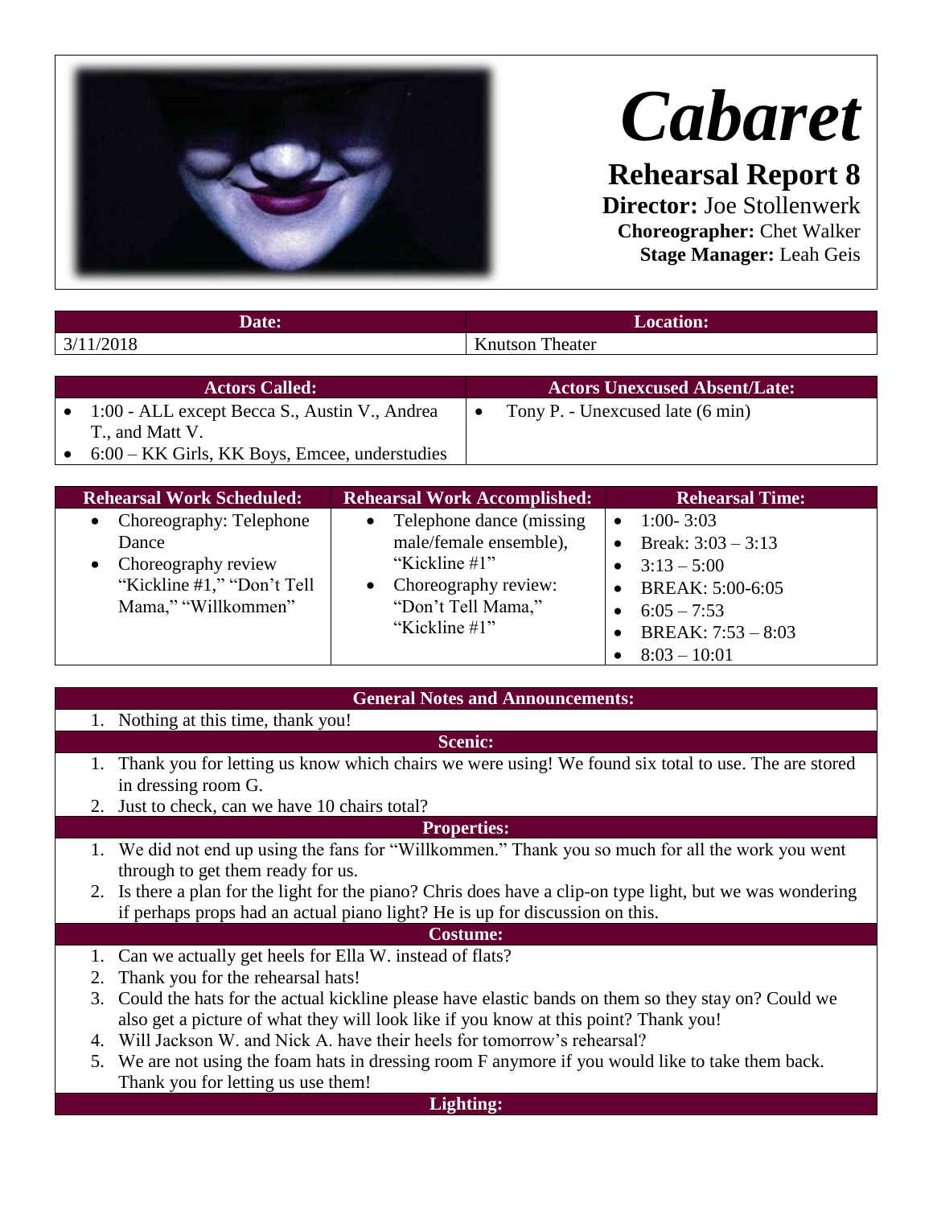# *Cabaret*

## Rehearsal Report 8

**Director:** Joe Stollenwerk
**Choreographer:** Chet Walker
**Stage Manager:** Leah Geis

| Date: | Location: |
| --- | --- |
| 3/11/2018 | Knutson Theater |

| Actors Called: | Actors Unexcused Absent/Late: |
| --- | --- |
| • 1:00 - ALL except Becca S., Austin V., Andrea T., and Matt V.<br>• 6:00 – KK Girls, KK Boys, Emcee, understudies | • Tony P. - Unexcused late (6 min) |

| Rehearsal Work Scheduled: | Rehearsal Work Accomplished: | Rehearsal Time: |
| --- | --- | --- |
| • Choreography: Telephone Dance<br>• Choreography review "Kickline #1," "Don't Tell Mama," "Willkommen" | • Telephone dance (missing male/female ensemble), "Kickline #1"<br>• Choreography review: "Don't Tell Mama," "Kickline #1" | • 1:00- 3:03<br>• Break: 3:03 – 3:13<br>• 3:13 – 5:00<br>• BREAK: 5:00-6:05<br>• 6:05 – 7:53<br>• BREAK: 7:53 – 8:03<br>• 8:03 – 10:01 |

### General Notes and Announcements:

1. Nothing at this time, thank you!

### Scenic:

1. Thank you for letting us know which chairs we were using! We found six total to use. The are stored in dressing room G.
2. Just to check, can we have 10 chairs total?

### Properties:

1. We did not end up using the fans for "Willkommen." Thank you so much for all the work you went through to get them ready for us.
2. Is there a plan for the light for the piano? Chris does have a clip-on type light, but we was wondering if perhaps props had an actual piano light? He is up for discussion on this.

### Costume:

1. Can we actually get heels for Ella W. instead of flats?
2. Thank you for the rehearsal hats!
3. Could the hats for the actual kickline please have elastic bands on them so they stay on? Could we also get a picture of what they will look like if you know at this point? Thank you!
4. Will Jackson W. and Nick A. have their heels for tomorrow's rehearsal?
5. We are not using the foam hats in dressing room F anymore if you would like to take them back. Thank you for letting us use them!

### Lighting: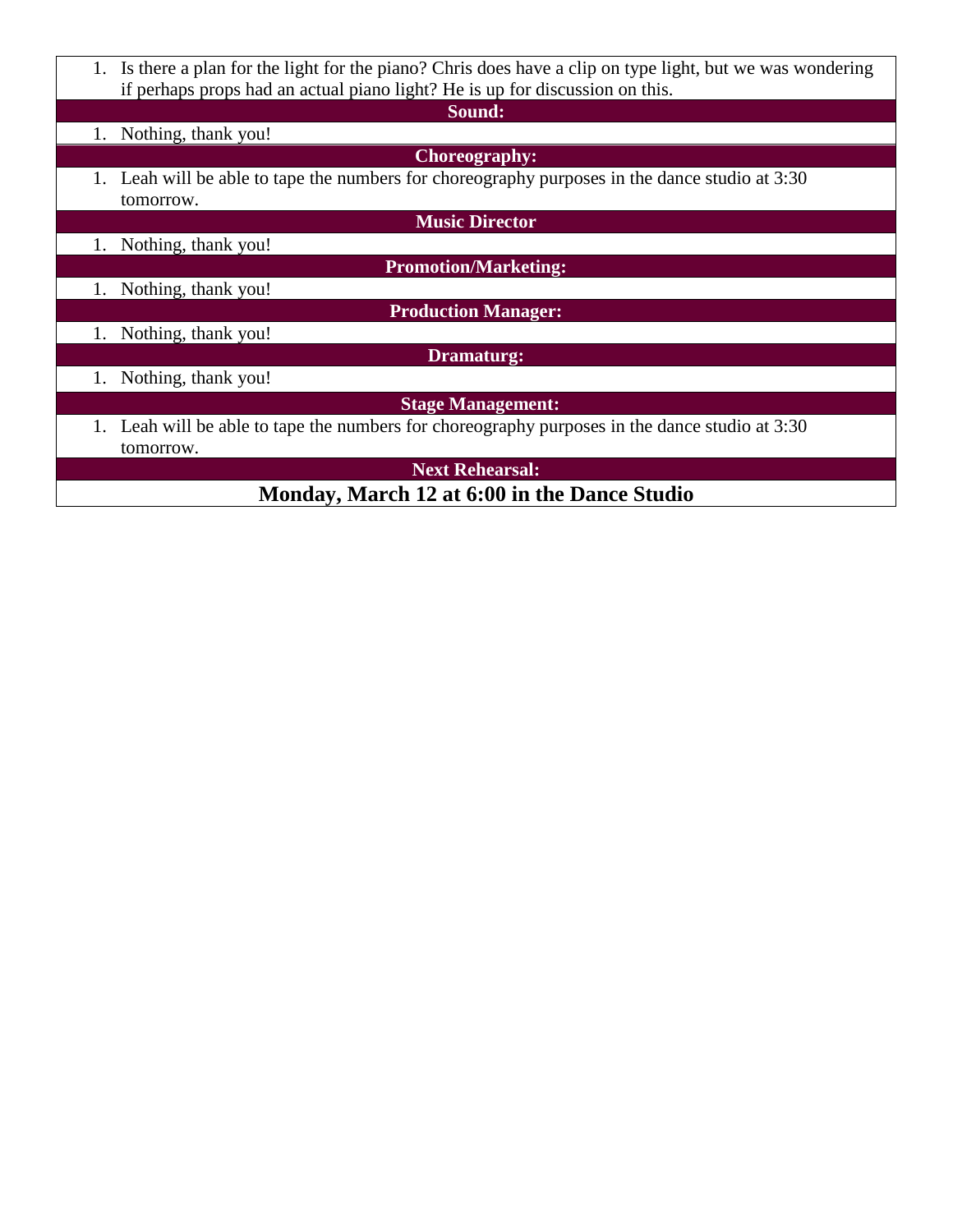1. Is there a plan for the light for the piano? Chris does have a clip on type light, but we was wondering if perhaps props had an actual piano light? He is up for discussion on this.

**Sound:**

1. Nothing, thank you!

**Choreography:**

1. Leah will be able to tape the numbers for choreography purposes in the dance studio at 3:30 tomorrow.

**Music Director**

1. Nothing, thank you!

**Promotion/Marketing:**

1. Nothing, thank you!

**Production Manager:**

1. Nothing, thank you!

**Dramaturg:**

1. Nothing, thank you!

**Stage Management:**

1. Leah will be able to tape the numbers for choreography purposes in the dance studio at 3:30 tomorrow.

**Next Rehearsal:**

**Monday, March 12 at 6:00 in the Dance Studio**